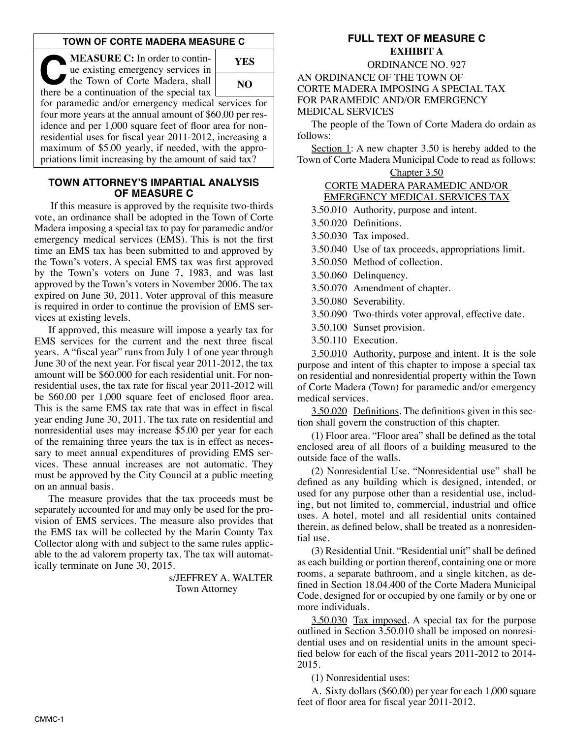## TOWN OF CORTE MADERA MEASURE C

**MEASURE C:** In order to continue existing emergency services in the Town of Corte Madera, shall there be a continuation of the special tax for paramedic and/or emergency medical services for four more years at the annual amount of $60.00 per residence and per 1,000 square feet of floor area for nonresidential uses for fiscal year 2011-2012, increasing a maximum of $5.00 yearly, if needed, with the appropriations limit increasing by the amount of said tax?

| YES |
|---|
| NO |

## TOWN ATTORNEY'S IMPARTIAL ANALYSIS OF MEASURE C

If this measure is approved by the requisite two-thirds vote, an ordinance shall be adopted in the Town of Corte Madera imposing a special tax to pay for paramedic and/or emergency medical services (EMS). This is not the first time an EMS tax has been submitted to and approved by the Town's voters. A special EMS tax was first approved by the Town's voters on June 7, 1983, and was last approved by the Town's voters in November 2006. The tax expired on June 30, 2011. Voter approval of this measure is required in order to continue the provision of EMS services at existing levels.

If approved, this measure will impose a yearly tax for EMS services for the current and the next three fiscal years. A "fiscal year" runs from July 1 of one year through June 30 of the next year. For fiscal year 2011-2012, the tax amount will be $60.000 for each residential unit. For nonresidential uses, the tax rate for fiscal year 2011-2012 will be $60.00 per 1,000 square feet of enclosed floor area. This is the same EMS tax rate that was in effect in fiscal year ending June 30, 2011. The tax rate on residential and nonresidential uses may increase $5.00 per year for each of the remaining three years the tax is in effect as necessary to meet annual expenditures of providing EMS services. These annual increases are not automatic. They must be approved by the City Council at a public meeting on an annual basis.

The measure provides that the tax proceeds must be separately accounted for and may only be used for the provision of EMS services. The measure also provides that the EMS tax will be collected by the Marin County Tax Collector along with and subject to the same rules applicable to the ad valorem property tax. The tax will automatically terminate on June 30, 2015.

s/JEFFREY A. WALTER
Town Attorney

## FULL TEXT OF MEASURE C

**EXHIBIT A**

ORDINANCE NO. 927

AN ORDINANCE OF THE TOWN OF CORTE MADERA IMPOSING A SPECIAL TAX FOR PARAMEDIC AND/OR EMERGENCY MEDICAL SERVICES

The people of the Town of Corte Madera do ordain as follows:

Section 1: A new chapter 3.50 is hereby added to the Town of Corte Madera Municipal Code to read as follows:

Chapter 3.50

CORTE MADERA PARAMEDIC AND/OR EMERGENCY MEDICAL SERVICES TAX

3.50.010 Authority, purpose and intent.
3.50.020 Definitions.
3.50.030 Tax imposed.
3.50.040 Use of tax proceeds, appropriations limit.
3.50.050 Method of collection.
3.50.060 Delinquency.
3.50.070 Amendment of chapter.
3.50.080 Severability.
3.50.090 Two-thirds voter approval, effective date.
3.50.100 Sunset provision.
3.50.110 Execution.

3.50.010 Authority, purpose and intent. It is the sole purpose and intent of this chapter to impose a special tax on residential and nonresidential property within the Town of Corte Madera (Town) for paramedic and/or emergency medical services.

3.50.020 Definitions. The definitions given in this section shall govern the construction of this chapter.

(1) Floor area. "Floor area" shall be defined as the total enclosed area of all floors of a building measured to the outside face of the walls.

(2) Nonresidential Use. "Nonresidential use" shall be defined as any building which is designed, intended, or used for any purpose other than a residential use, including, but not limited to, commercial, industrial and office uses. A hotel, motel and all residential units contained therein, as defined below, shall be treated as a nonresidential use.

(3) Residential Unit. "Residential unit" shall be defined as each building or portion thereof, containing one or more rooms, a separate bathroom, and a single kitchen, as defined in Section 18.04.400 of the Corte Madera Municipal Code, designed for or occupied by one family or by one or more individuals.

3.50.030 Tax imposed. A special tax for the purpose outlined in Section 3.50.010 shall be imposed on nonresidential uses and on residential units in the amount specified below for each of the fiscal years 2011-2012 to 2014-2015.

(1) Nonresidential uses:

A. Sixty dollars ($60.00) per year for each 1,000 square feet of floor area for fiscal year 2011-2012.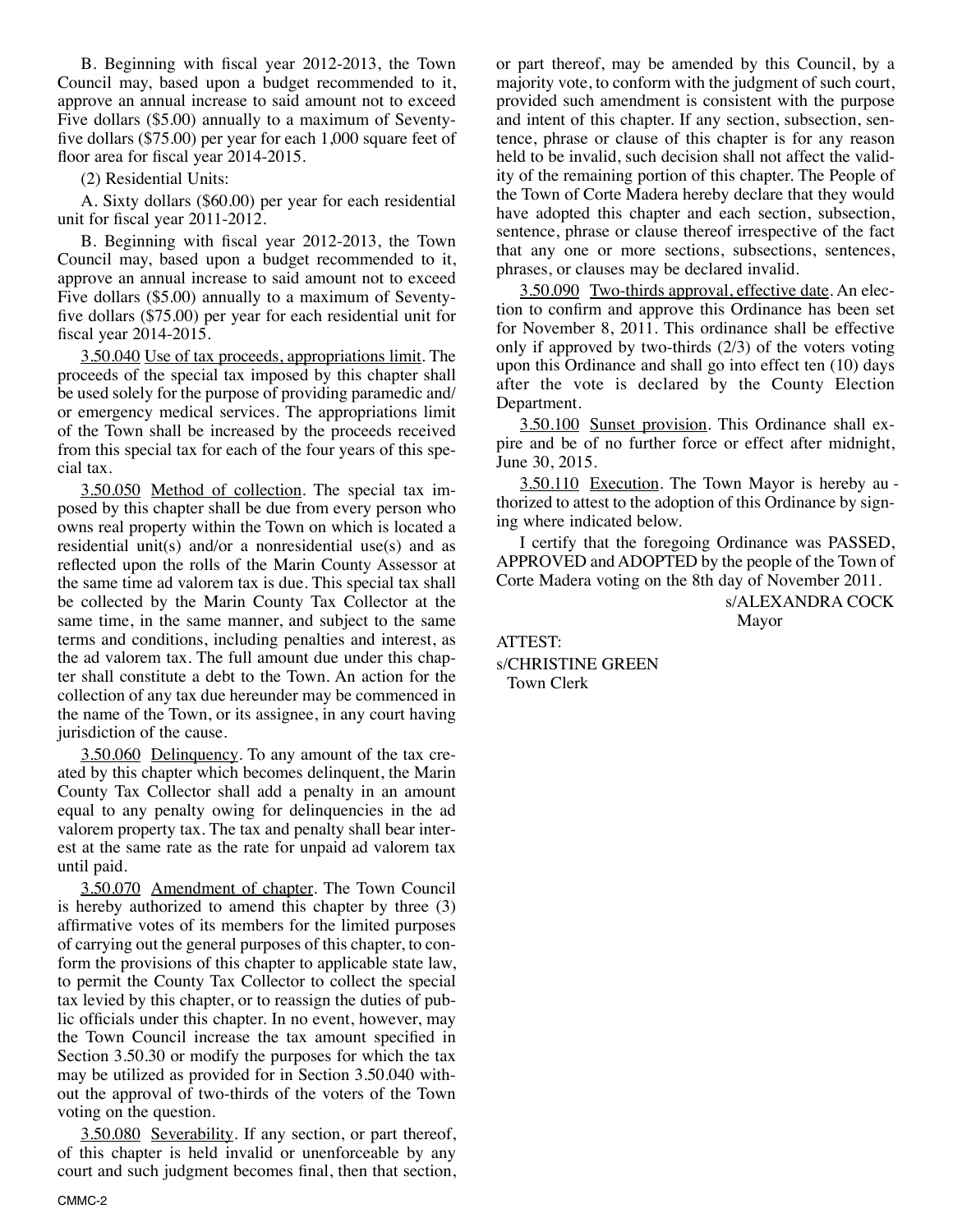B. Beginning with fiscal year 2012-2013, the Town Council may, based upon a budget recommended to it, approve an annual increase to said amount not to exceed Five dollars ($5.00) annually to a maximum of Seventy-five dollars ($75.00) per year for each 1,000 square feet of floor area for fiscal year 2014-2015.

(2) Residential Units:

A. Sixty dollars ($60.00) per year for each residential unit for fiscal year 2011-2012.

B. Beginning with fiscal year 2012-2013, the Town Council may, based upon a budget recommended to it, approve an annual increase to said amount not to exceed Five dollars ($5.00) annually to a maximum of Seventy-five dollars ($75.00) per year for each residential unit for fiscal year 2014-2015.

3.50.040 Use of tax proceeds, appropriations limit. The proceeds of the special tax imposed by this chapter shall be used solely for the purpose of providing paramedic and/or emergency medical services. The appropriations limit of the Town shall be increased by the proceeds received from this special tax for each of the four years of this special tax.

3.50.050 Method of collection. The special tax imposed by this chapter shall be due from every person who owns real property within the Town on which is located a residential unit(s) and/or a nonresidential use(s) and as reflected upon the rolls of the Marin County Assessor at the same time ad valorem tax is due. This special tax shall be collected by the Marin County Tax Collector at the same time, in the same manner, and subject to the same terms and conditions, including penalties and interest, as the ad valorem tax. The full amount due under this chapter shall constitute a debt to the Town. An action for the collection of any tax due hereunder may be commenced in the name of the Town, or its assignee, in any court having jurisdiction of the cause.

3.50.060 Delinquency. To any amount of the tax created by this chapter which becomes delinquent, the Marin County Tax Collector shall add a penalty in an amount equal to any penalty owing for delinquencies in the ad valorem property tax. The tax and penalty shall bear interest at the same rate as the rate for unpaid ad valorem tax until paid.

3.50.070 Amendment of chapter. The Town Council is hereby authorized to amend this chapter by three (3) affirmative votes of its members for the limited purposes of carrying out the general purposes of this chapter, to conform the provisions of this chapter to applicable state law, to permit the County Tax Collector to collect the special tax levied by this chapter, or to reassign the duties of public officials under this chapter. In no event, however, may the Town Council increase the tax amount specified in Section 3.50.30 or modify the purposes for which the tax may be utilized as provided for in Section 3.50.040 without the approval of two-thirds of the voters of the Town voting on the question.

3.50.080 Severability. If any section, or part thereof, of this chapter is held invalid or unenforceable by any court and such judgment becomes final, then that section, or part thereof, may be amended by this Council, by a majority vote, to conform with the judgment of such court, provided such amendment is consistent with the purpose and intent of this chapter. If any section, subsection, sentence, phrase or clause of this chapter is for any reason held to be invalid, such decision shall not affect the validity of the remaining portion of this chapter. The People of the Town of Corte Madera hereby declare that they would have adopted this chapter and each section, subsection, sentence, phrase or clause thereof irrespective of the fact that any one or more sections, subsections, sentences, phrases, or clauses may be declared invalid.

3.50.090 Two-thirds approval, effective date. An election to confirm and approve this Ordinance has been set for November 8, 2011. This ordinance shall be effective only if approved by two-thirds (2/3) of the voters voting upon this Ordinance and shall go into effect ten (10) days after the vote is declared by the County Election Department.

3.50.100 Sunset provision. This Ordinance shall expire and be of no further force or effect after midnight, June 30, 2015.

3.50.110 Execution. The Town Mayor is hereby authorized to attest to the adoption of this Ordinance by signing where indicated below.

I certify that the foregoing Ordinance was PASSED, APPROVED and ADOPTED by the people of the Town of Corte Madera voting on the 8th day of November 2011.

s/ALEXANDRA COCK
Mayor

ATTEST:

s/CHRISTINE GREEN
Town Clerk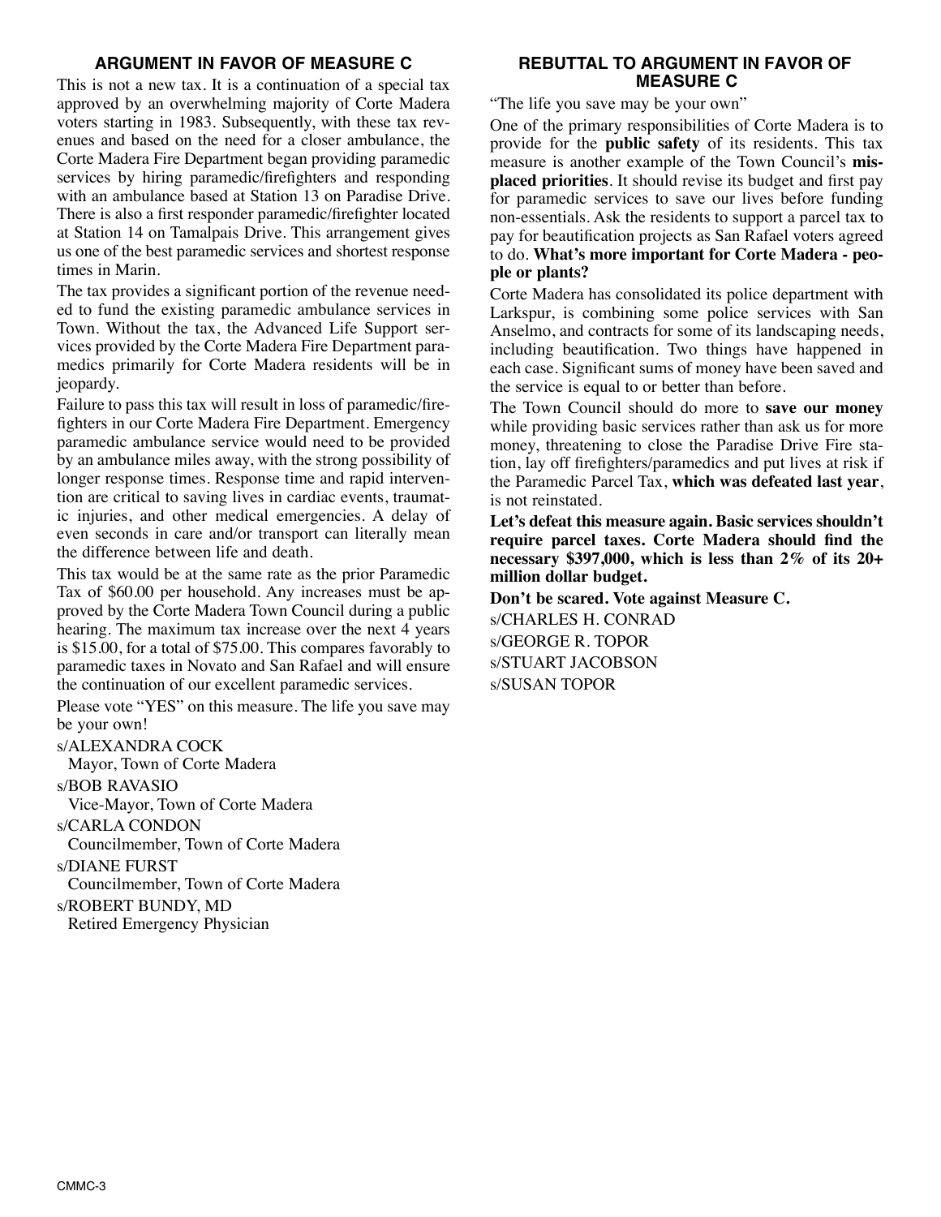## ARGUMENT IN FAVOR OF MEASURE C

This is not a new tax. It is a continuation of a special tax approved by an overwhelming majority of Corte Madera voters starting in 1983. Subsequently, with these tax revenues and based on the need for a closer ambulance, the Corte Madera Fire Department began providing paramedic services by hiring paramedic/firefighters and responding with an ambulance based at Station 13 on Paradise Drive. There is also a first responder paramedic/firefighter located at Station 14 on Tamalpais Drive. This arrangement gives us one of the best paramedic services and shortest response times in Marin.

The tax provides a significant portion of the revenue needed to fund the existing paramedic ambulance services in Town. Without the tax, the Advanced Life Support services provided by the Corte Madera Fire Department paramedics primarily for Corte Madera residents will be in jeopardy.

Failure to pass this tax will result in loss of paramedic/firefighters in our Corte Madera Fire Department. Emergency paramedic ambulance service would need to be provided by an ambulance miles away, with the strong possibility of longer response times. Response time and rapid intervention are critical to saving lives in cardiac events, traumatic injuries, and other medical emergencies. A delay of even seconds in care and/or transport can literally mean the difference between life and death.

This tax would be at the same rate as the prior Paramedic Tax of $60.00 per household. Any increases must be approved by the Corte Madera Town Council during a public hearing. The maximum tax increase over the next 4 years is $15.00, for a total of $75.00. This compares favorably to paramedic taxes in Novato and San Rafael and will ensure the continuation of our excellent paramedic services.

Please vote "YES" on this measure. The life you save may be your own!

s/ALEXANDRA COCK
Mayor, Town of Corte Madera

s/BOB RAVASIO
Vice-Mayor, Town of Corte Madera

s/CARLA CONDON
Councilmember, Town of Corte Madera

s/DIANE FURST
Councilmember, Town of Corte Madera

s/ROBERT BUNDY, MD
Retired Emergency Physician

## REBUTTAL TO ARGUMENT IN FAVOR OF MEASURE C

"The life you save may be your own"

One of the primary responsibilities of Corte Madera is to provide for the **public safety** of its residents. This tax measure is another example of the Town Council's **misplaced priorities**. It should revise its budget and first pay for paramedic services to save our lives before funding non-essentials. Ask the residents to support a parcel tax to pay for beautification projects as San Rafael voters agreed to do. **What's more important for Corte Madera - people or plants?**

Corte Madera has consolidated its police department with Larkspur, is combining some police services with San Anselmo, and contracts for some of its landscaping needs, including beautification. Two things have happened in each case. Significant sums of money have been saved and the service is equal to or better than before.

The Town Council should do more to **save our money** while providing basic services rather than ask us for more money, threatening to close the Paradise Drive Fire station, lay off firefighters/paramedics and put lives at risk if the Paramedic Parcel Tax, **which was defeated last year**, is not reinstated.

**Let's defeat this measure again. Basic services shouldn't require parcel taxes. Corte Madera should find the necessary $397,000, which is less than 2% of its 20+ million dollar budget.**

**Don't be scared. Vote against Measure C.**

s/CHARLES H. CONRAD
s/GEORGE R. TOPOR
s/STUART JACOBSON
s/SUSAN TOPOR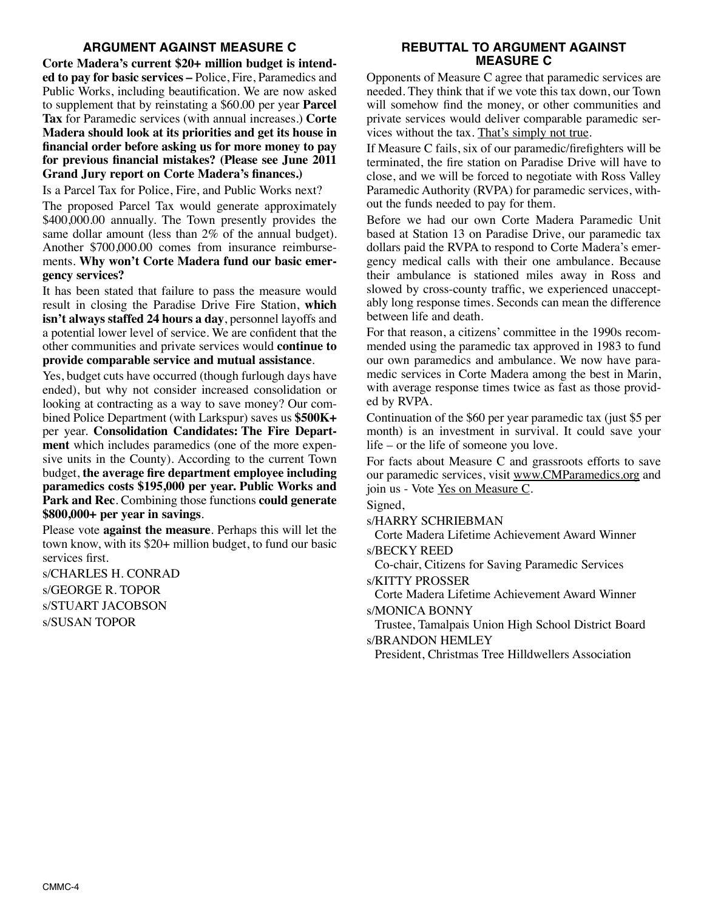## ARGUMENT AGAINST MEASURE C

**Corte Madera's current $20+ million budget is intended to pay for basic services –** Police, Fire, Paramedics and Public Works, including beautification. We are now asked to supplement that by reinstating a $60.00 per year **Parcel Tax** for Paramedic services (with annual increases.) **Corte Madera should look at its priorities and get its house in financial order before asking us for more money to pay for previous financial mistakes? (Please see June 2011 Grand Jury report on Corte Madera's finances.)**

Is a Parcel Tax for Police, Fire, and Public Works next?

The proposed Parcel Tax would generate approximately $400,000.00 annually. The Town presently provides the same dollar amount (less than 2% of the annual budget). Another $700,000.00 comes from insurance reimbursements. **Why won't Corte Madera fund our basic emergency services?**

It has been stated that failure to pass the measure would result in closing the Paradise Drive Fire Station, **which isn't always staffed 24 hours a day**, personnel layoffs and a potential lower level of service. We are confident that the other communities and private services would **continue to provide comparable service and mutual assistance**.

Yes, budget cuts have occurred (though furlough days have ended), but why not consider increased consolidation or looking at contracting as a way to save money? Our combined Police Department (with Larkspur) saves us **$500K+** per year. **Consolidation Candidates: The Fire Department** which includes paramedics (one of the more expensive units in the County). According to the current Town budget, **the average fire department employee including paramedics costs $195,000 per year. Public Works and Park and Rec**. Combining those functions **could generate $800,000+ per year in savings**.

Please vote **against the measure**. Perhaps this will let the town know, with its $20+ million budget, to fund our basic services first.

s/CHARLES H. CONRAD
s/GEORGE R. TOPOR
s/STUART JACOBSON
s/SUSAN TOPOR

## REBUTTAL TO ARGUMENT AGAINST MEASURE C

Opponents of Measure C agree that paramedic services are needed. They think that if we vote this tax down, our Town will somehow find the money, or other communities and private services would deliver comparable paramedic services without the tax. That's simply not true.

If Measure C fails, six of our paramedic/firefighters will be terminated, the fire station on Paradise Drive will have to close, and we will be forced to negotiate with Ross Valley Paramedic Authority (RVPA) for paramedic services, without the funds needed to pay for them.

Before we had our own Corte Madera Paramedic Unit based at Station 13 on Paradise Drive, our paramedic tax dollars paid the RVPA to respond to Corte Madera's emergency medical calls with their one ambulance. Because their ambulance is stationed miles away in Ross and slowed by cross-county traffic, we experienced unacceptably long response times. Seconds can mean the difference between life and death.

For that reason, a citizens' committee in the 1990s recommended using the paramedic tax approved in 1983 to fund our own paramedics and ambulance. We now have paramedic services in Corte Madera among the best in Marin, with average response times twice as fast as those provided by RVPA.

Continuation of the $60 per year paramedic tax (just $5 per month) is an investment in survival. It could save your life – or the life of someone you love.

For facts about Measure C and grassroots efforts to save our paramedic services, visit www.CMParamedics.org and join us - Vote Yes on Measure C.

Signed,

s/HARRY SCHRIEBMAN
Corte Madera Lifetime Achievement Award Winner

s/BECKY REED
Co-chair, Citizens for Saving Paramedic Services

s/KITTY PROSSER
Corte Madera Lifetime Achievement Award Winner

s/MONICA BONNY
Trustee, Tamalpais Union High School District Board

s/BRANDON HEMLEY
President, Christmas Tree Hilldwellers Association